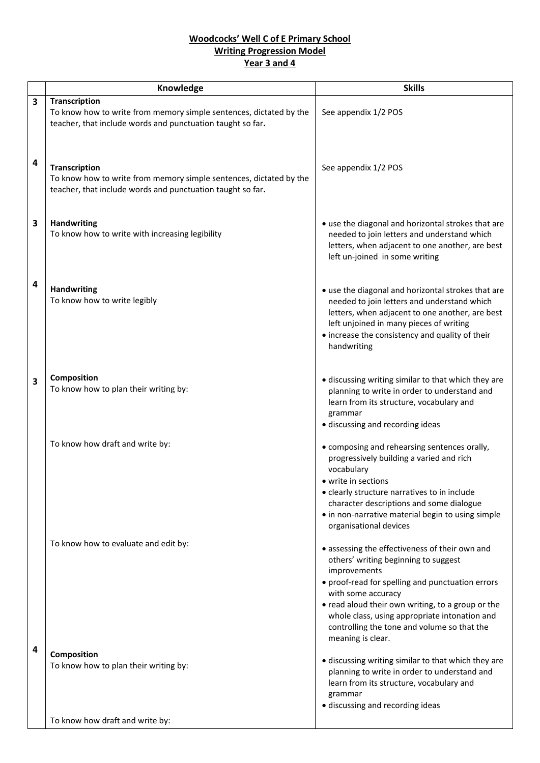**Woodcocks' Well C of E Primary School**
**Writing Progression Model**
**Year 3 and 4**

| | Knowledge | Skills |
|---|---|---|
| 3 | **Transcription**<br>To know how to write from memory simple sentences, dictated by the teacher, that include words and punctuation taught so far**.** | See appendix 1/2 POS |
| 4 | **Transcription**<br>To know how to write from memory simple sentences, dictated by the teacher, that include words and punctuation taught so far**.** | See appendix 1/2 POS |
| 3 | **Handwriting**<br>To know how to write with increasing legibility | • use the diagonal and horizontal strokes that are needed to join letters and understand which letters, when adjacent to one another, are best left un-joined in some writing |
| 4 | **Handwriting**<br>To know how to write legibly | • use the diagonal and horizontal strokes that are needed to join letters and understand which letters, when adjacent to one another, are best left unjoined in many pieces of writing<br>• increase the consistency and quality of their handwriting |
| 3 | **Composition**<br>To know how to plan their writing by: | • discussing writing similar to that which they are planning to write in order to understand and learn from its structure, vocabulary and grammar<br>• discussing and recording ideas |
| | To know how draft and write by: | • composing and rehearsing sentences orally, progressively building a varied and rich vocabulary<br>• write in sections<br>• clearly structure narratives to in include character descriptions and some dialogue<br>• in non-narrative material begin to using simple organisational devices |
| | To know how to evaluate and edit by: | • assessing the effectiveness of their own and others' writing beginning to suggest improvements<br>• proof-read for spelling and punctuation errors with some accuracy<br>• read aloud their own writing, to a group or the whole class, using appropriate intonation and controlling the tone and volume so that the meaning is clear. |
| 4 | **Composition**<br>To know how to plan their writing by: | • discussing writing similar to that which they are planning to write in order to understand and learn from its structure, vocabulary and grammar<br>• discussing and recording ideas |
| | To know how draft and write by: | |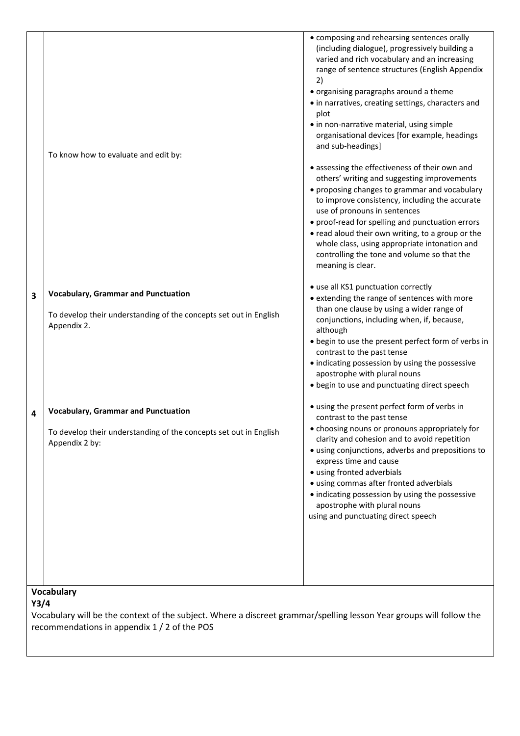| | | |
|---|---|---|
| | To know how to evaluate and edit by: | • composing and rehearsing sentences orally (including dialogue), progressively building a varied and rich vocabulary and an increasing range of sentence structures (English Appendix 2)<br>• organising paragraphs around a theme<br>• in narratives, creating settings, characters and plot<br>• in non-narrative material, using simple organisational devices [for example, headings and sub-headings]<br><br>• assessing the effectiveness of their own and others' writing and suggesting improvements<br>• proposing changes to grammar and vocabulary to improve consistency, including the accurate use of pronouns in sentences<br>• proof-read for spelling and punctuation errors<br>• read aloud their own writing, to a group or the whole class, using appropriate intonation and controlling the tone and volume so that the meaning is clear. |
| 3 | **Vocabulary, Grammar and Punctuation**<br><br>To develop their understanding of the concepts set out in English Appendix 2. | • use all KS1 punctuation correctly<br>• extending the range of sentences with more than one clause by using a wider range of conjunctions, including when, if, because, although<br>• begin to use the present perfect form of verbs in contrast to the past tense<br>• indicating possession by using the possessive apostrophe with plural nouns<br>• begin to use and punctuating direct speech |
| 4 | **Vocabulary, Grammar and Punctuation**<br><br>To develop their understanding of the concepts set out in English Appendix 2 by: | • using the present perfect form of verbs in contrast to the past tense<br>• choosing nouns or pronouns appropriately for clarity and cohesion and to avoid repetition<br>• using conjunctions, adverbs and prepositions to express time and cause<br>• using fronted adverbials<br>• using commas after fronted adverbials<br>• indicating possession by using the possessive apostrophe with plural nouns<br>using and punctuating direct speech |

**Vocabulary**
**Y3/4**
Vocabulary will be the context of the subject. Where a discreet grammar/spelling lesson Year groups will follow the recommendations in appendix 1 / 2 of the POS